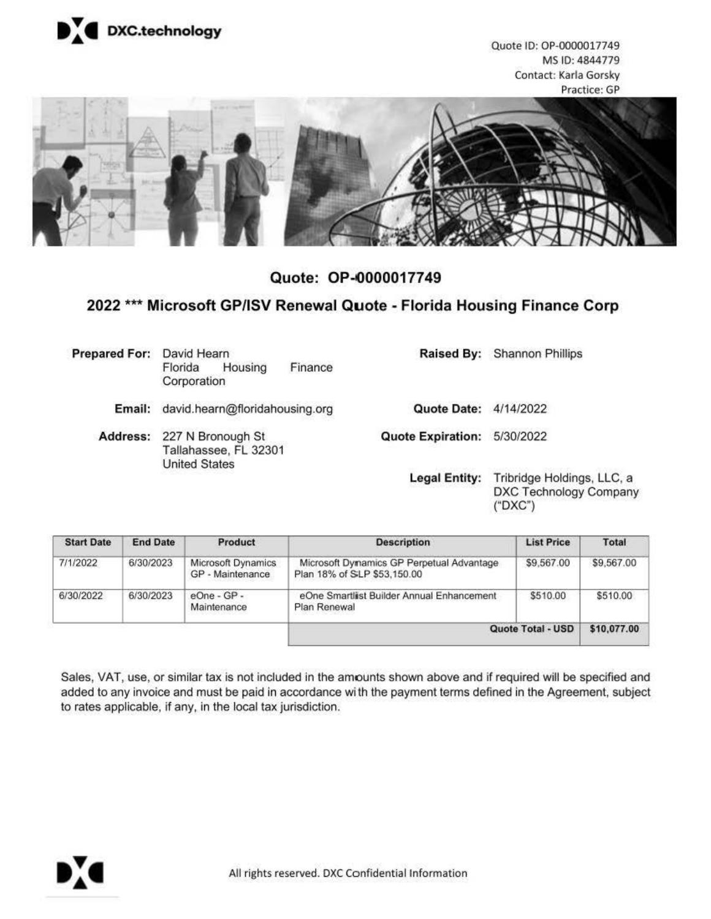DXC.technology

Quote ID: OP-0000017749
MS ID: 4844779
Contact: Karla Gorsky
Practice: GP

## Quote: OP-0000017749

### 2022 *** Microsoft GP/ISV Renewal Quote - Florida Housing Finance Corp

**Prepared For:** David Hearn
Florida Housing Finance Corporation

**Email:** david.hearn@floridahousing.org

**Address:** 227 N Bronough St
Tallahassee, FL 32301
United States

**Raised By:** Shannon Phillips

**Quote Date:** 4/14/2022

**Quote Expiration:** 5/30/2022

**Legal Entity:** Tribridge Holdings, LLC, a DXC Technology Company ("DXC")

| Start Date | End Date | Product | Description | List Price | Total |
|---|---|---|---|---|---|
| 7/1/2022 | 6/30/2023 | Microsoft Dynamics GP - Maintenance | Microsoft Dynamics GP Perpetual Advantage Plan 18% of SLP $53,150.00 | $9,567.00 | $9,567.00 |
| 6/30/2022 | 6/30/2023 | eOne - GP - Maintenance | eOne Smartlist Builder Annual Enhancement Plan Renewal | $510.00 | $510.00 |
| | | | | Quote Total - USD | $10,077.00 |

Sales, VAT, use, or similar tax is not included in the amounts shown above and if required will be specified and added to any invoice and must be paid in accordance with the payment terms defined in the Agreement, subject to rates applicable, if any, in the local tax jurisdiction.

All rights reserved. DXC Confidential Information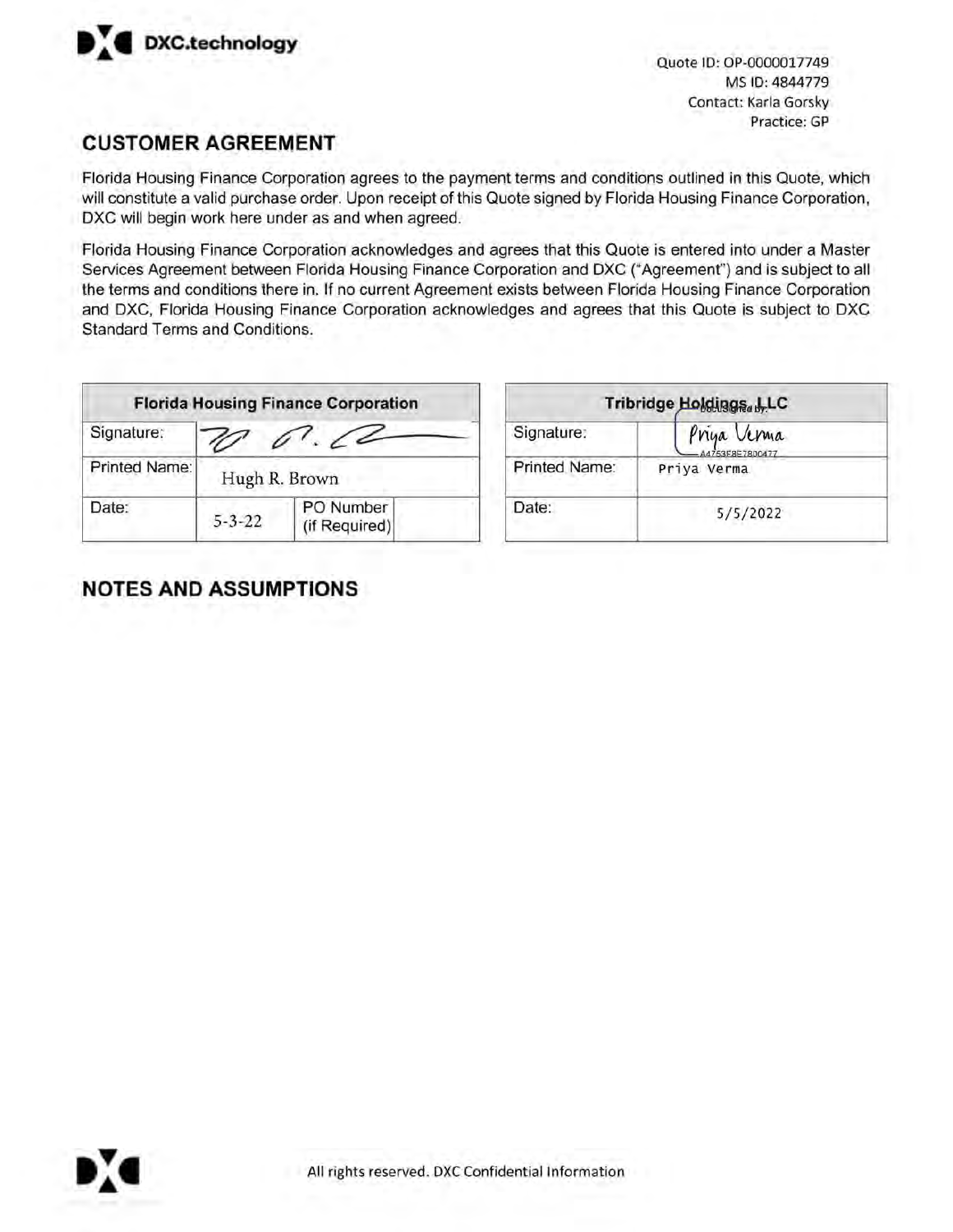Quote ID: OP-0000017749
MS ID: 4844779
Contact: Karla Gorsky
Practice: GP

## CUSTOMER AGREEMENT

Florida Housing Finance Corporation agrees to the payment terms and conditions outlined in this Quote, which will constitute a valid purchase order. Upon receipt of this Quote signed by Florida Housing Finance Corporation, DXC will begin work here under as and when agreed.

Florida Housing Finance Corporation acknowledges and agrees that this Quote is entered into under a Master Services Agreement between Florida Housing Finance Corporation and DXC ("Agreement") and is subject to all the terms and conditions there in. If no current Agreement exists between Florida Housing Finance Corporation and DXC, Florida Housing Finance Corporation acknowledges and agrees that this Quote is subject to DXC Standard Terms and Conditions.

| Florida Housing Finance Corporation | | | |
|---|---|---|---|
| Signature: | [signature] | | |
| Printed Name: | Hugh R. Brown | | |
| Date: | 5-3-22 | PO Number (if Required) | |

| Tribridge Holdings, LLC | |
|---|---|
| Signature: | DocuSigned by: Priya Verma A4753E8E7800477 |
| Printed Name: | Priya Verma |
| Date: | 5/5/2022 |

## NOTES AND ASSUMPTIONS

All rights reserved. DXC Confidential Information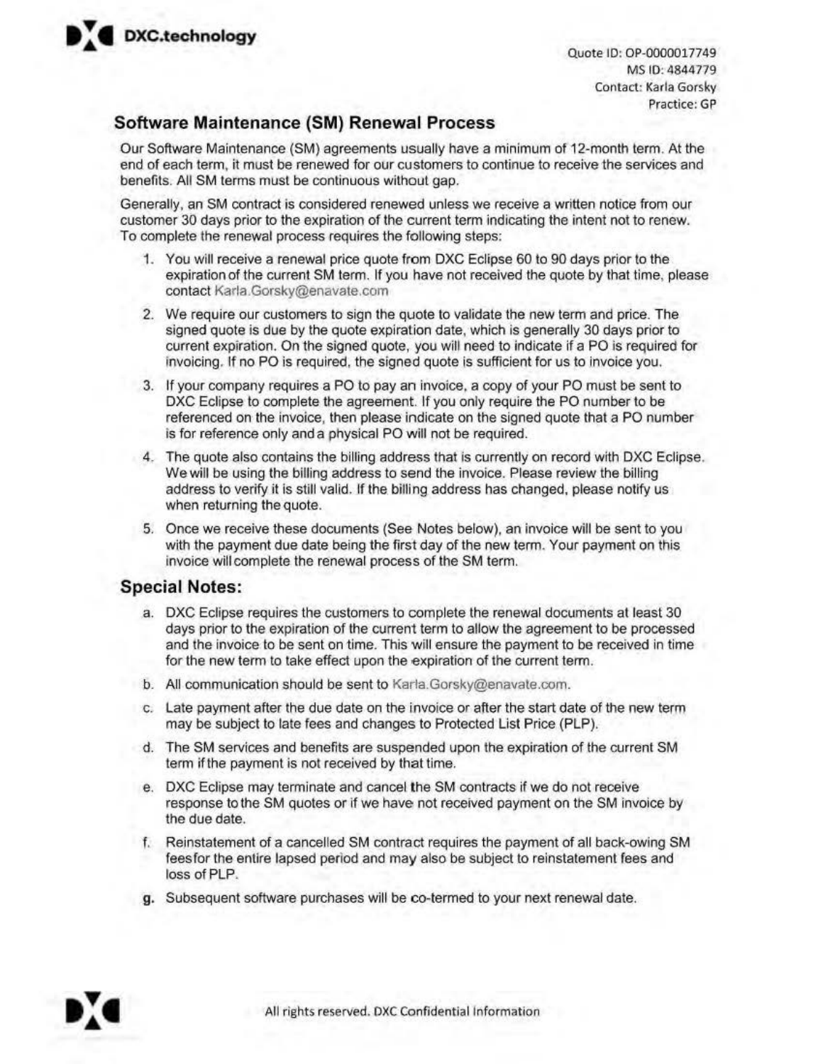Quote ID: OP-0000017749
MS ID: 4844779
Contact: Karla Gorsky
Practice: GP

## Software Maintenance (SM) Renewal Process

Our Software Maintenance (SM) agreements usually have a minimum of 12-month term. At the end of each term, it must be renewed for our customers to continue to receive the services and benefits. All SM terms must be continuous without gap.

Generally, an SM contract is considered renewed unless we receive a written notice from our customer 30 days prior to the expiration of the current term indicating the intent not to renew. To complete the renewal process requires the following steps:

1. You will receive a renewal price quote from DXC Eclipse 60 to 90 days prior to the expiration of the current SM term. If you have not received the quote by that time, please contact Karla.Gorsky@enavate.com
2. We require our customers to sign the quote to validate the new term and price. The signed quote is due by the quote expiration date, which is generally 30 days prior to current expiration. On the signed quote, you will need to indicate if a PO is required for invoicing. If no PO is required, the signed quote is sufficient for us to invoice you.
3. If your company requires a PO to pay an invoice, a copy of your PO must be sent to DXC Eclipse to complete the agreement. If you only require the PO number to be referenced on the invoice, then please indicate on the signed quote that a PO number is for reference only and a physical PO will not be required.
4. The quote also contains the billing address that is currently on record with DXC Eclipse. We will be using the billing address to send the invoice. Please review the billing address to verify it is still valid. If the billing address has changed, please notify us when returning the quote.
5. Once we receive these documents (See Notes below), an invoice will be sent to you with the payment due date being the first day of the new term. Your payment on this invoice will complete the renewal process of the SM term.

## Special Notes:

a. DXC Eclipse requires the customers to complete the renewal documents at least 30 days prior to the expiration of the current term to allow the agreement to be processed and the invoice to be sent on time. This will ensure the payment to be received in time for the new term to take effect upon the expiration of the current term.

b. All communication should be sent to Karla.Gorsky@enavate.com.

c. Late payment after the due date on the invoice or after the start date of the new term may be subject to late fees and changes to Protected List Price (PLP).

d. The SM services and benefits are suspended upon the expiration of the current SM term if the payment is not received by that time.

e. DXC Eclipse may terminate and cancel the SM contracts if we do not receive response to the SM quotes or if we have not received payment on the SM invoice by the due date.

f. Reinstatement of a cancelled SM contract requires the payment of all back-owing SM fees for the entire lapsed period and may also be subject to reinstatement fees and loss of PLP.

g. Subsequent software purchases will be co-termed to your next renewal date.